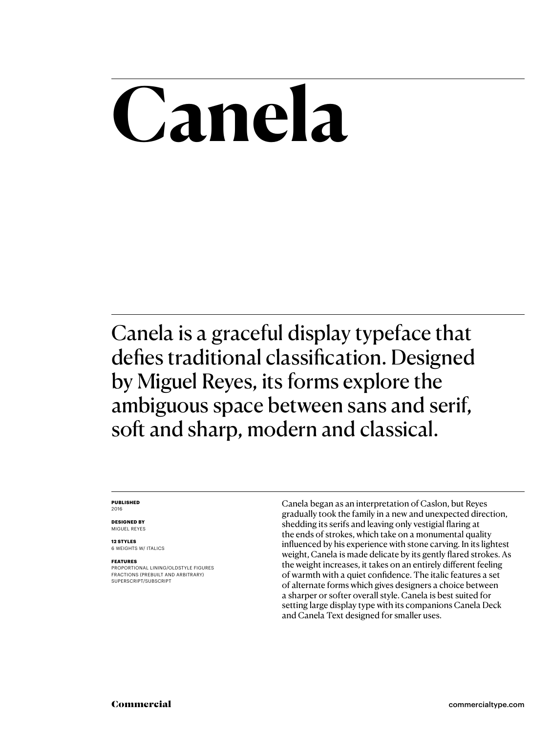# Canela

Canela is a graceful display typeface that defies traditional classification. Designed by Miguel Reyes, its forms explore the ambiguous space between sans and serif, soft and sharp, modern and classical.

**PUBLISHED**
2016

**DESIGNED BY**
MIGUEL REYES

**12 STYLES**
6 WEIGHTS W/ ITALICS

**FEATURES**
PROPORTIONAL LINING/OLDSTYLE FIGURES
FRACTIONS (PREBUILT AND ARBITRARY)
SUPERSCRIPT/SUBSCRIPT

Canela began as an interpretation of Caslon, but Reyes gradually took the family in a new and unexpected direction, shedding its serifs and leaving only vestigial flaring at the ends of strokes, which take on a monumental quality influenced by his experience with stone carving. In its lightest weight, Canela is made delicate by its gently flared strokes. As the weight increases, it takes on an entirely different feeling of warmth with a quiet confidence. The italic features a set of alternate forms which gives designers a choice between a sharper or softer overall style. Canela is best suited for setting large display type with its companions Canela Deck and Canela Text designed for smaller uses.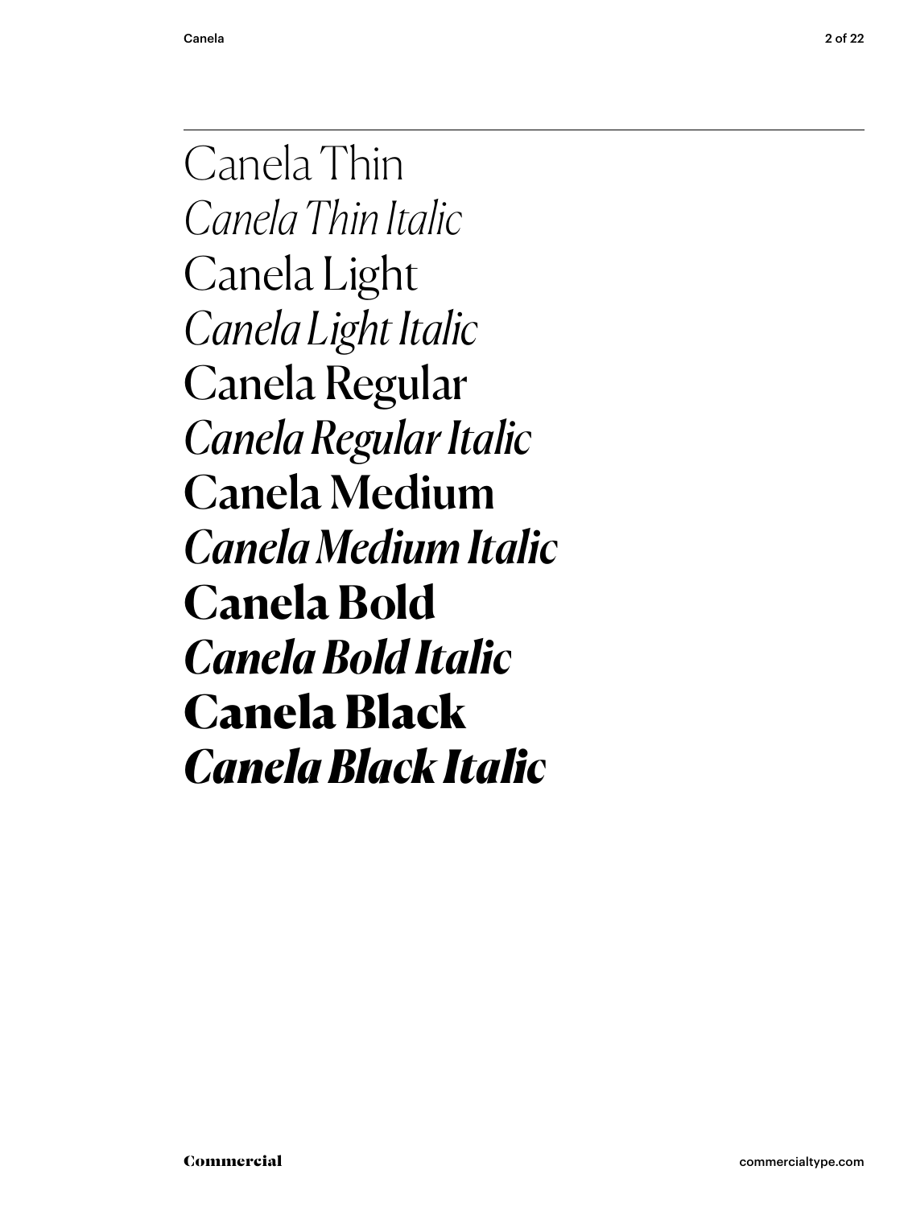Canela Thin

*Canela Thin Italic*

Canela Light

*Canela Light Italic*

Canela Regular

*Canela Regular Italic*

**Canela Medium**

***Canela Medium Italic***

**Canela Bold**

***Canela Bold Italic***

**Canela Black**

***Canela Black Italic***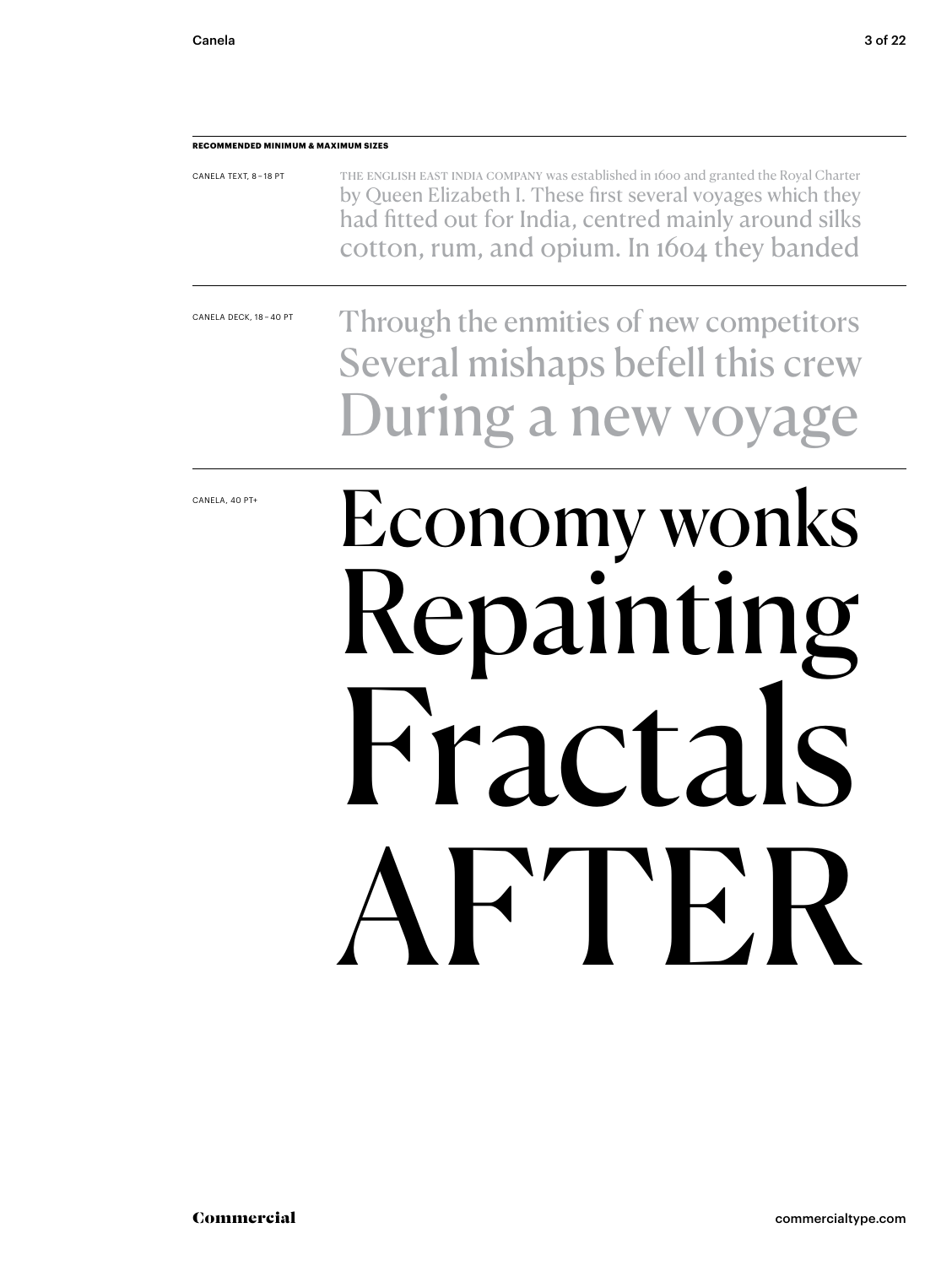**RECOMMENDED MINIMUM & MAXIMUM SIZES**

CANELA TEXT, 8 – 18 PT

THE ENGLISH EAST INDIA COMPANY was established in 1600 and granted the Royal Charter by Queen Elizabeth I. These first several voyages which they had fitted out for India, centred mainly around silks cotton, rum, and opium. In 1604 they banded

CANELA DECK, 18 – 40 PT

Through the enmities of new competitors
Several mishaps befell this crew
During a new voyage

CANELA, 40 PT+

Economy wonks
Repainting
Fractals
AFTER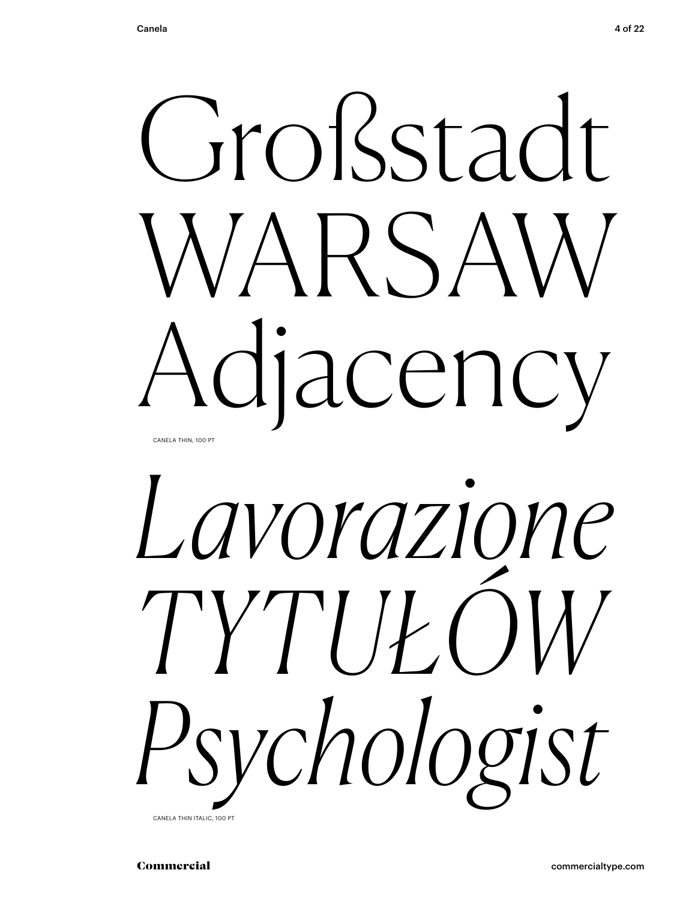Großstadt
WARSAW
Adjacency

CANELA THIN, 100 PT

*Lavorazione*
*TYTUŁÓW*
*Psychologist*

CANELA THIN ITALIC, 100 PT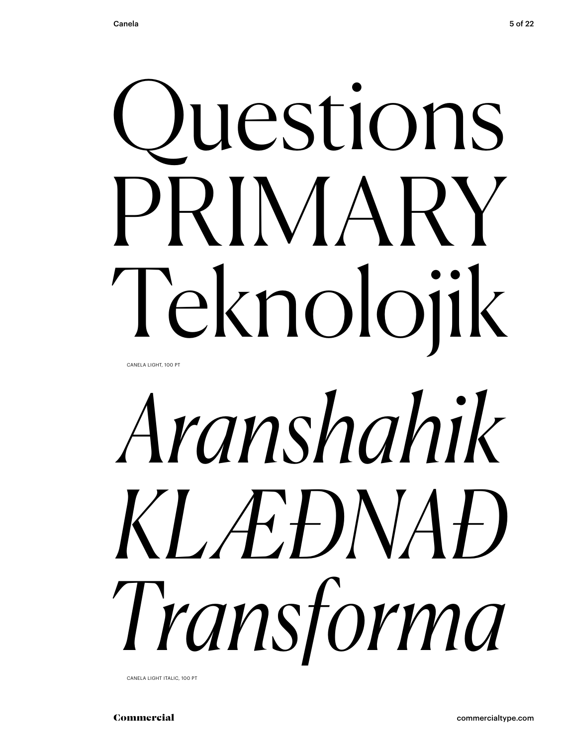Questions
PRIMARY
Teknolojik

CANELA LIGHT, 100 PT

*Aranshahik*
*KLÆÐNAÐ*
*Transforma*

CANELA LIGHT ITALIC, 100 PT

**Commercial**

commercialtype.com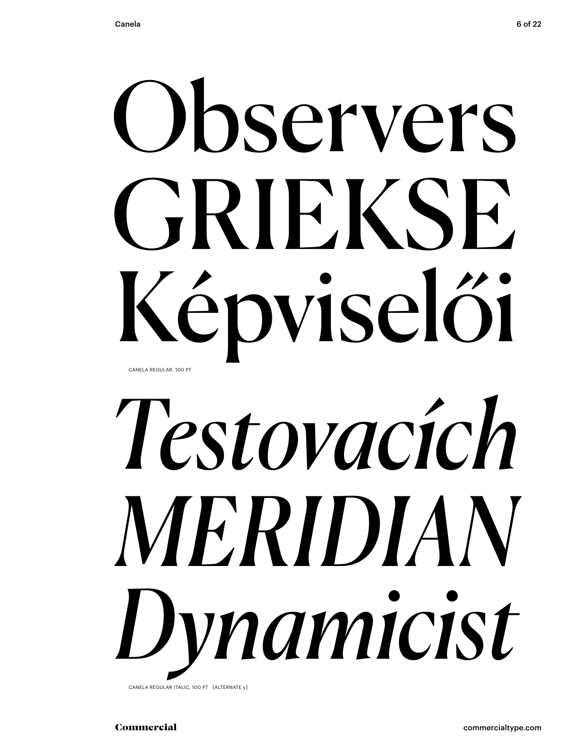Observers
GRIEKSE
Képviselői

CANELA REGULAR, 100 PT

*Testovacích*
*MERIDIAN*
*Dynamicist*

CANELA REGULAR ITALIC, 100 PT [ALTERNATE y]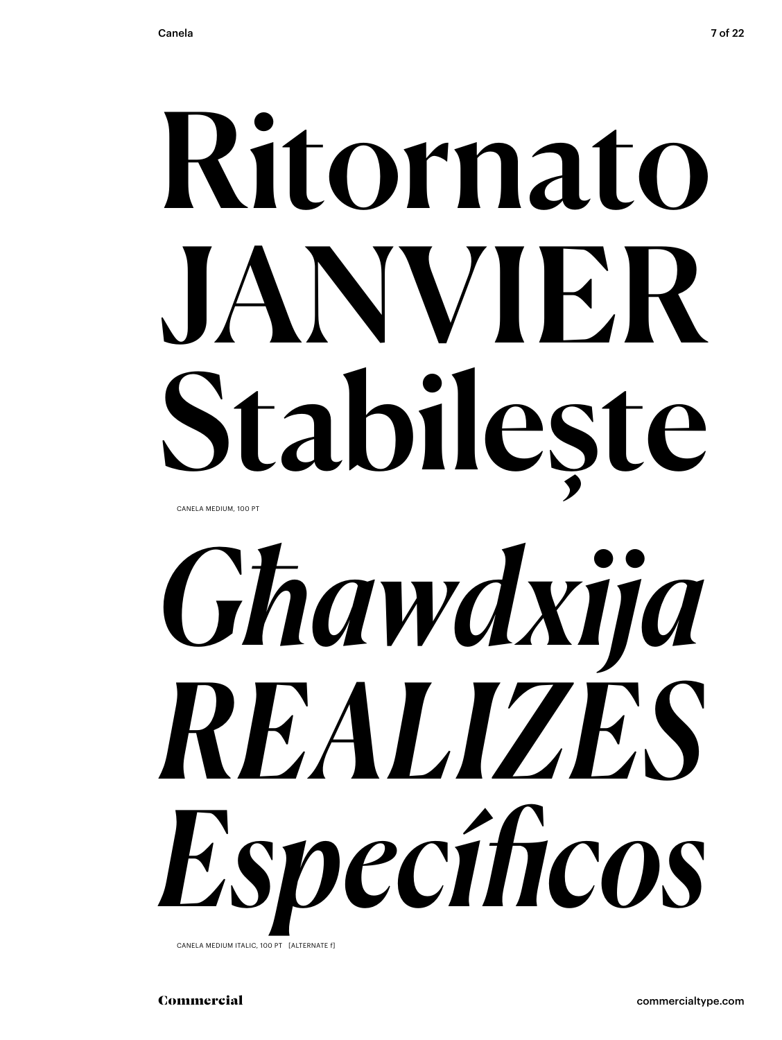Ritornato
JANVIER
Stabilește

CANELA MEDIUM, 100 PT

*Għawdxija*
*REALIZES*
*Específicos*

CANELA MEDIUM ITALIC, 100 PT [ALTERNATE f]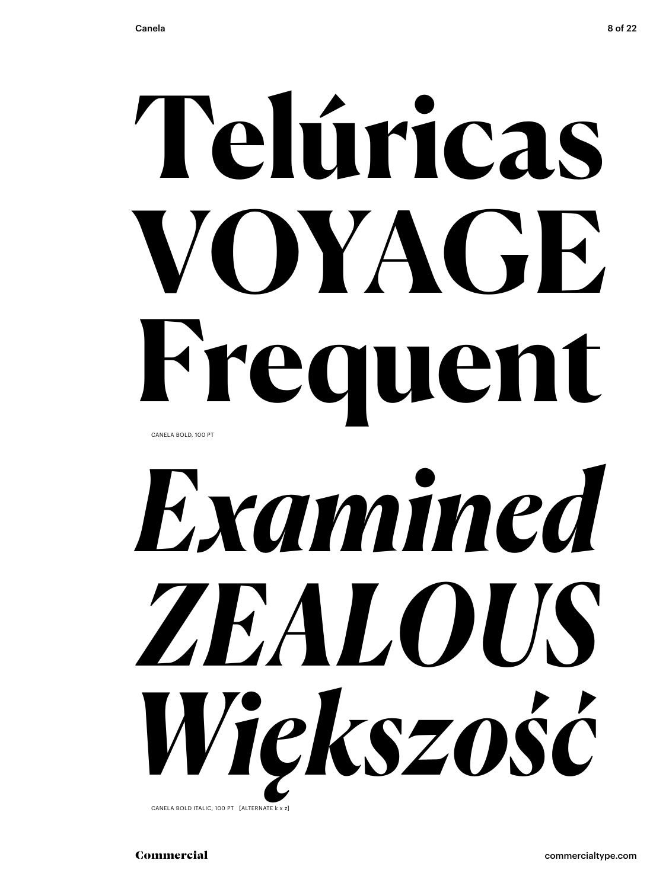**Telúricas**
**VOYAGE**
**Frequent**

CANELA BOLD, 100 PT

***Examined***
***ZEALOUS***
***Większość***

CANELA BOLD ITALIC, 100 PT [ALTERNATE k x z]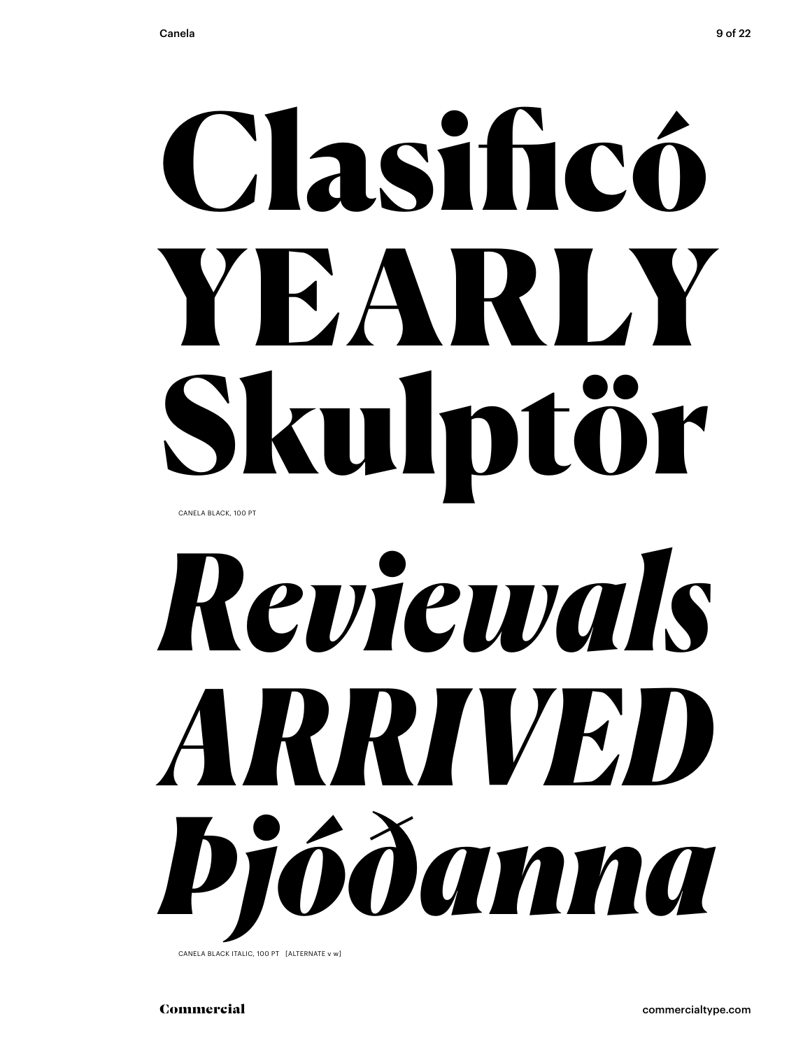# Clasificó
# YEARLY
# Skulptör

CANELA BLACK, 100 PT

# *Reviewals*
# *ARRIVED*
# *Þjóðanna*

CANELA BLACK ITALIC, 100 PT [ALTERNATE v w]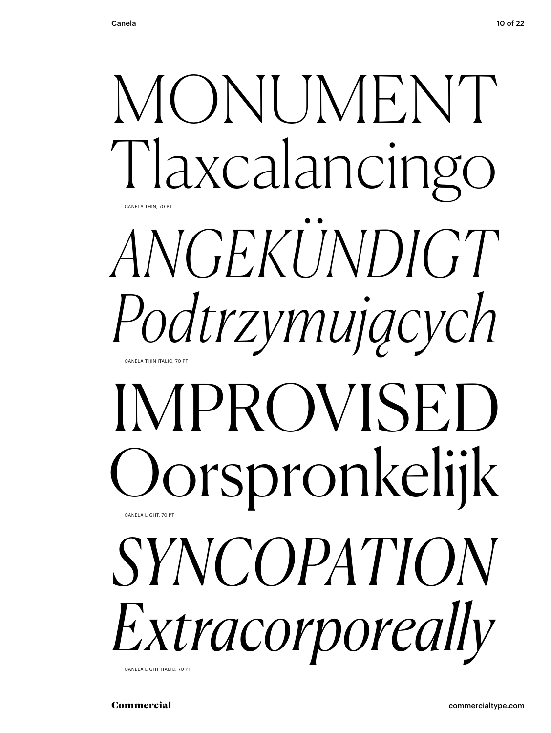MONUMENT
Tlaxcalancingo

CANELA THIN, 70 PT

*ANGEKÜNDIGT*
*Podtrzymujących*

CANELA THIN ITALIC, 70 PT

IMPROVISED
Oorspronkelijk

CANELA LIGHT, 70 PT

*SYNCOPATION*
*Extracorporeally*

CANELA LIGHT ITALIC, 70 PT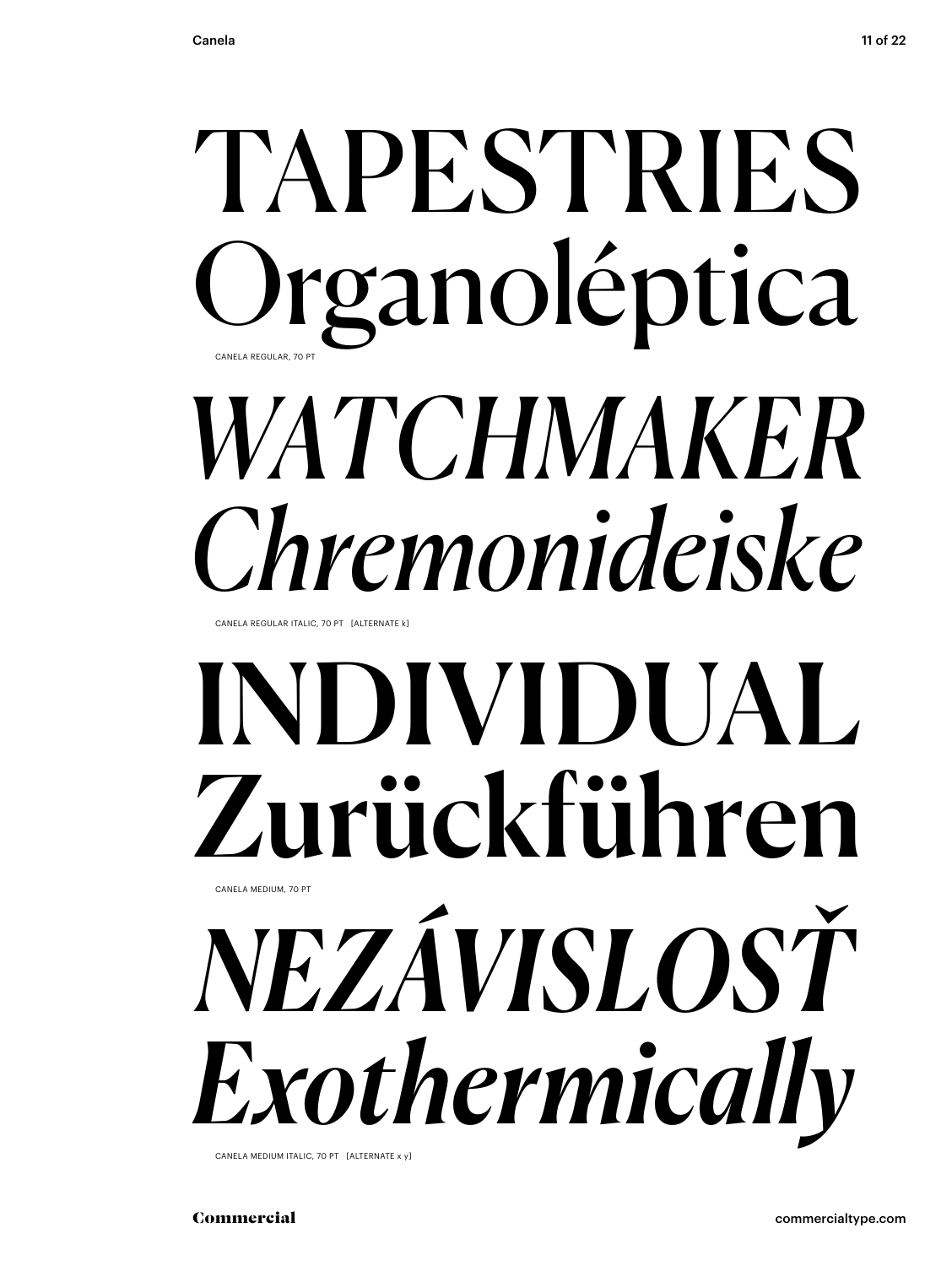TAPESTRIES
Organoléptica

CANELA REGULAR, 70 PT

*WATCHMAKER*
*Chremonideiske*

CANELA REGULAR ITALIC, 70 PT [ALTERNATE k]

**INDIVIDUAL**
**Zurückführen**

CANELA MEDIUM, 70 PT

***NEZÁVISLOSŤ***
***Exothermically***

CANELA MEDIUM ITALIC, 70 PT [ALTERNATE x y]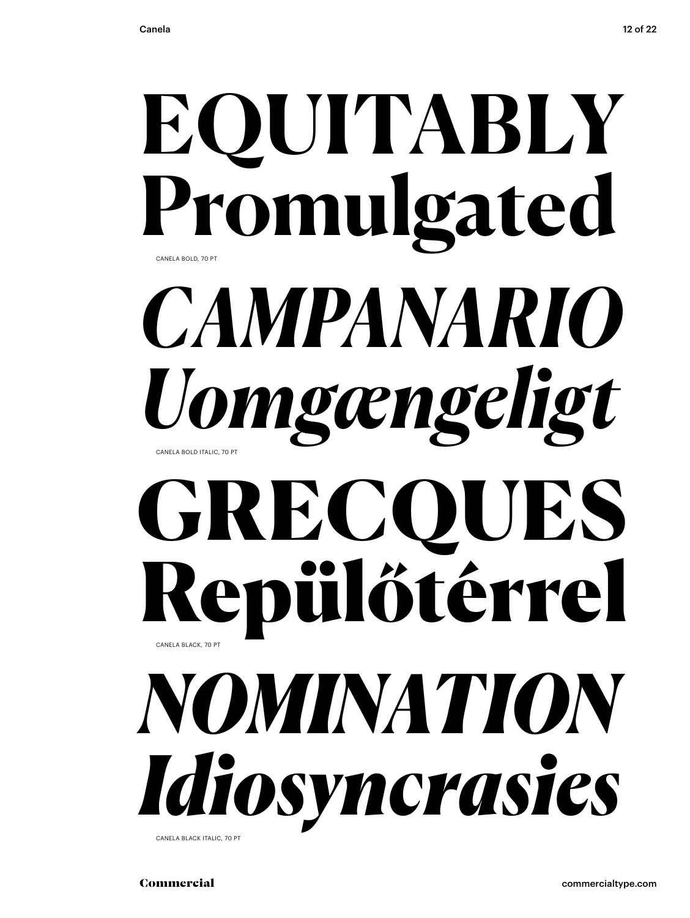# EQUITABLY Promulgated

CANELA BOLD, 70 PT

# *CAMPANARIO Uomgængeligt*

CANELA BOLD ITALIC, 70 PT

# GRECQUES Repülőtérrel

CANELA BLACK, 70 PT

# *NOMINATION Idiosyncrasies*

CANELA BLACK ITALIC, 70 PT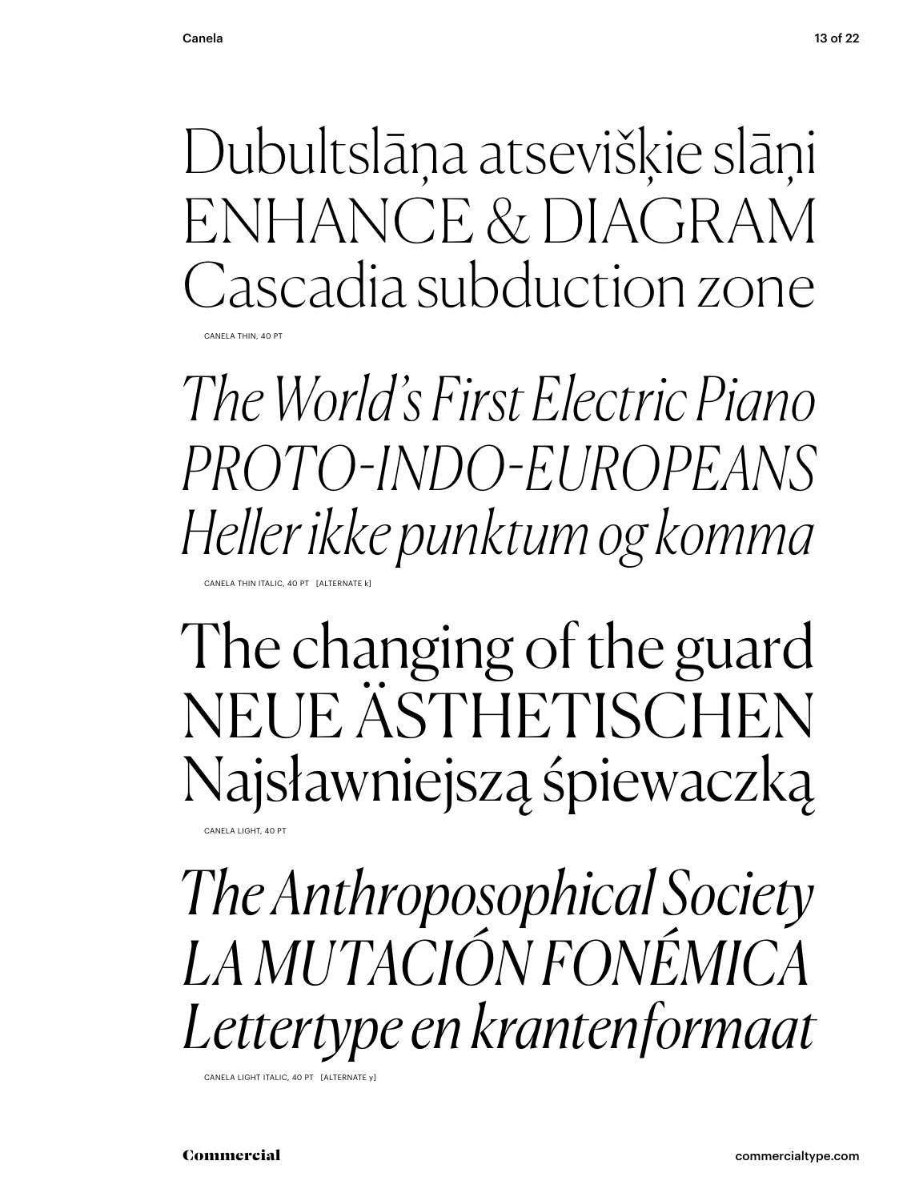Dubultslāņa atsevišķie slāņi
ENHANCE & DIAGRAM
Cascadia subduction zone

CANELA THIN, 40 PT

*The World's First Electric Piano*
*PROTO-INDO-EUROPEANS*
*Heller ikke punktum og komma*

CANELA THIN ITALIC, 40 PT [ALTERNATE k]

The changing of the guard
NEUE ÄSTHETISCHEN
Najsławniejszą śpiewaczką

CANELA LIGHT, 40 PT

*The Anthroposophical Society*
*LA MUTACIÓN FONÉMICA*
*Lettertype en krantenformaat*

CANELA LIGHT ITALIC, 40 PT [ALTERNATE y]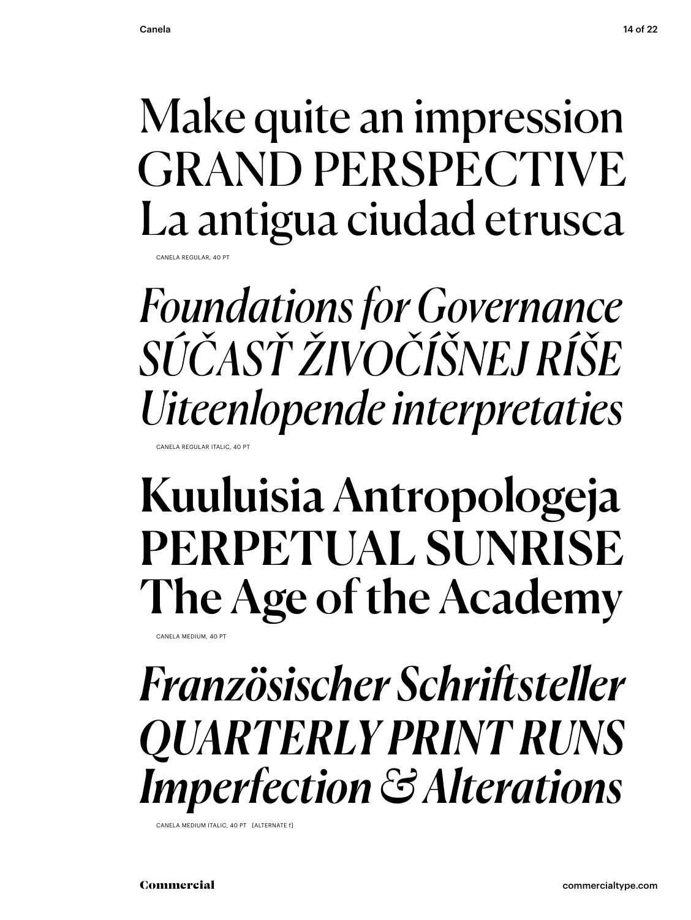Make quite an impression
GRAND PERSPECTIVE
La antigua ciudad etrusca

CANELA REGULAR, 40 PT

*Foundations for Governance*
*SÚČASŤ ŽIVOČÍŠNEJ RÍŠE*
*Uiteenlopende interpretaties*

CANELA REGULAR ITALIC, 40 PT

**Kuuluisia Antropologeja**
**PERPETUAL SUNRISE**
**The Age of the Academy**

CANELA MEDIUM, 40 PT

***Französischer Schriftsteller***
***QUARTERLY PRINT RUNS***
***Imperfection & Alterations***

CANELA MEDIUM ITALIC, 40 PT [ALTERNATE f]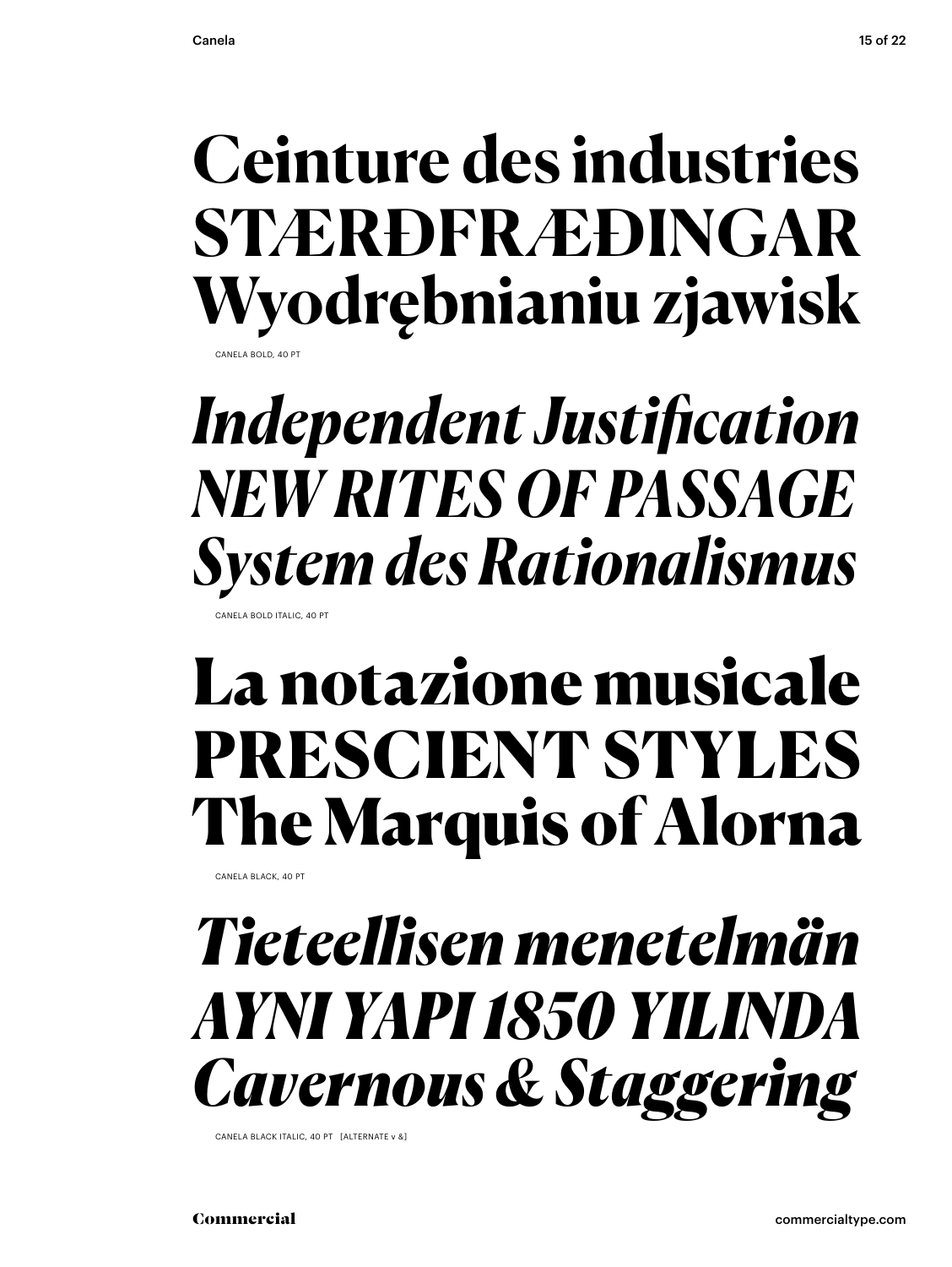**Ceinture des industries**
**STÆRÐFRÆÐINGAR**
**Wyodrębnianiu zjawisk**

CANELA BOLD, 40 PT

***Independent Justification***
***NEW RITES OF PASSAGE***
***System des Rationalismus***

CANELA BOLD ITALIC, 40 PT

**La notazione musicale**
**PRESCIENT STYLES**
**The Marquis of Alorna**

CANELA BLACK, 40 PT

***Tieteellisen menetelmän***
***AYNI YAPI 1850 YILINDA***
***Cavernous & Staggering***

CANELA BLACK ITALIC, 40 PT [ALTERNATE v &]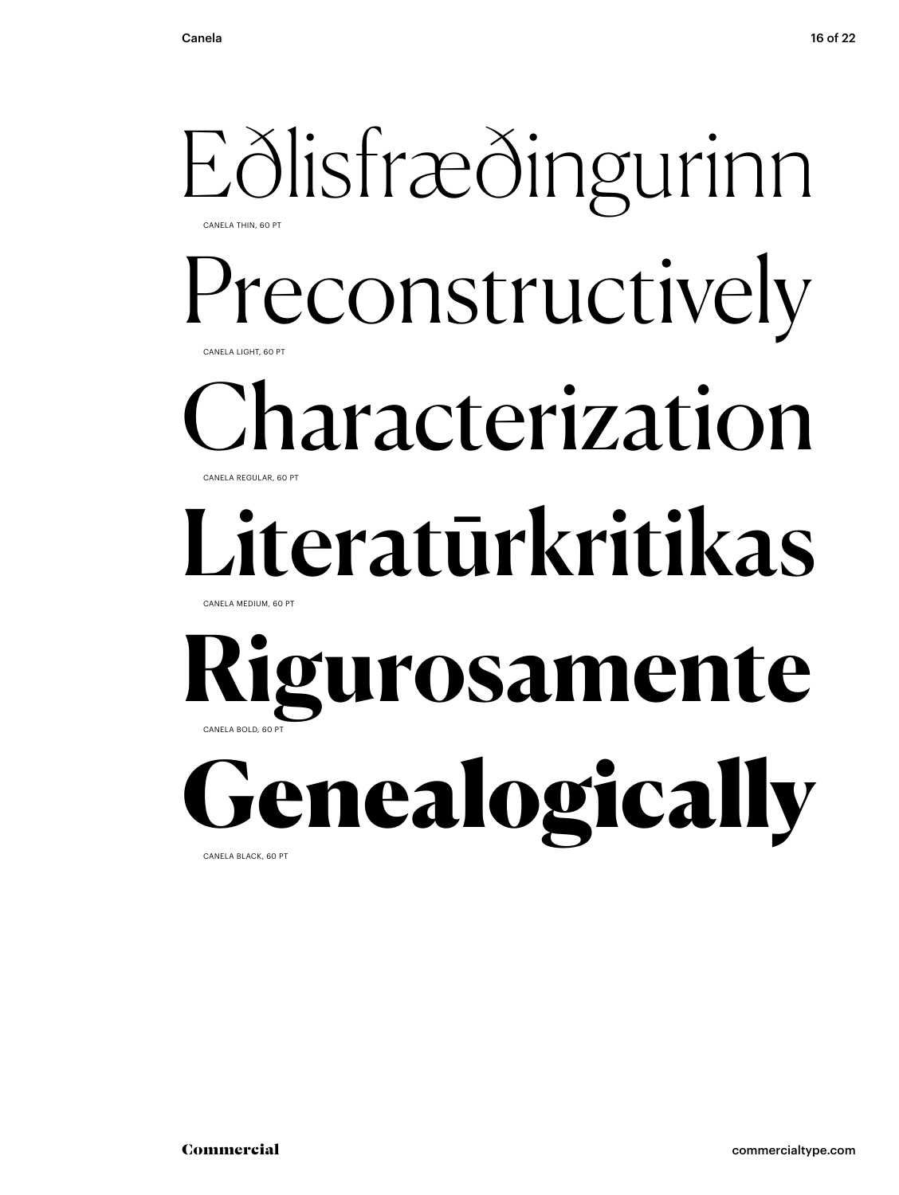Eðlisfræðingurinn

CANELA THIN, 60 PT

Preconstructively

CANELA LIGHT, 60 PT

Characterization

CANELA REGULAR, 60 PT

Literatūrkritikas

CANELA MEDIUM, 60 PT

Rigurosamente

CANELA BOLD, 60 PT

Genealogically

CANELA BLACK, 60 PT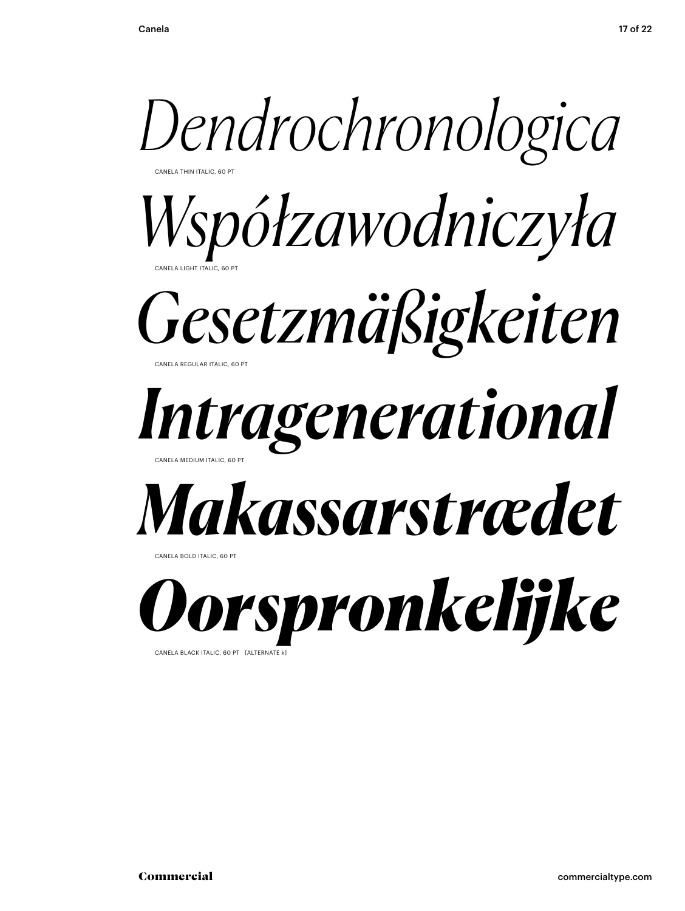*Dendrochronologica*

CANELA THIN ITALIC, 60 PT

*Współzawodniczyła*

CANELA LIGHT ITALIC, 60 PT

*Gesetzmäßigkeiten*

CANELA REGULAR ITALIC, 60 PT

***Intragenerational***

CANELA MEDIUM ITALIC, 60 PT

***Makassarstrædet***

CANELA BOLD ITALIC, 60 PT

***Oorspronkelijke***

CANELA BLACK ITALIC, 60 PT [ALTERNATE k]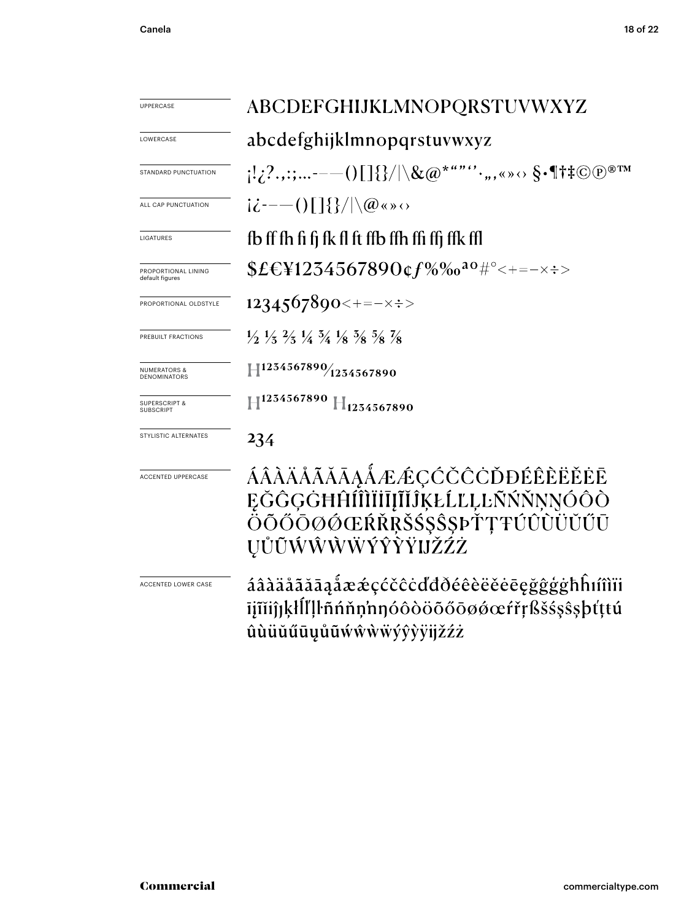| | |
|---|---|
| UPPERCASE | ABCDEFGHIJKLMNOPQRSTUVWXYZ |
| LOWERCASE | abcdefghijklmnopqrstuvwxyz |
| STANDARD PUNCTUATION | ¡!¿?.,:;...-–—()[]{}/\|\&@*""''·„‚«»‹› §•¶†‡©℗®™ |
| ALL CAP PUNCTUATION | ¡¿-–—()[]{}/\|\@«»‹› |
| LIGATURES | fb ff fh fi fj fk fl ft ffb ffh ffi ffj ffk ffl |
| PROPORTIONAL LINING default figures | $£€¥1234567890¢ƒ%‰ªº#°<+=−×÷> |
| PROPORTIONAL OLDSTYLE | 1234567890<+=−×÷> |
| PREBUILT FRACTIONS | ½ ⅓ ⅔ ¼ ¾ ⅛ ⅜ ⅝ ⅞ |
| NUMERATORS & DENOMINATORS | H1234567890/1234567890 |
| SUPERSCRIPT & SUBSCRIPT | H1234567890 H1234567890 |
| STYLISTIC ALTERNATES | 234 |
| ACCENTED UPPERCASE | ÁÂÀÄÅÃĂĀĄǺÆǼÇĆČĈĊĎĐÉÊÈËĔĖĒĘĞĜĢĠĦĤÍÎÌÏĬİĪĮĨĬĴĶŁĹĽĻĿÑŃŇŅŊÓÔÒÖÕŐŌØǾŒŔŘŖŠŚŞŜȘÞŤŢŦÚÛÙÜŬŰŪŲŮŨẂŴẀẄÝŶỲŸĲŽŹŻ |
| ACCENTED LOWER CASE | áâàäåãăāąǻæǽçćčĉċďđðéêèëĕėēęğĝģġħĥıíîìïĭiīįĩĭĵķłĺľļŀñńňņŉŋóôòöõőōøǿœŕřŗßšśşŝșþťţŧúûùüŭűūųůũẃŵẁẅýŷỳÿĳžźż |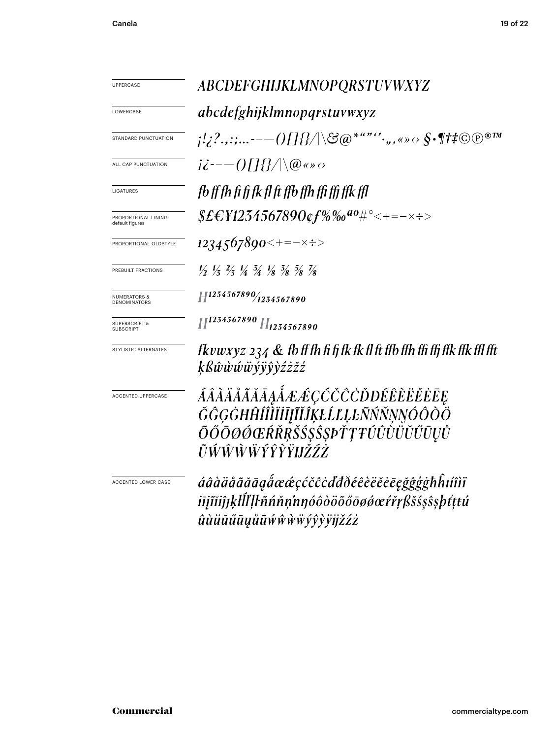| | |
|---|---|
| UPPERCASE | *ABCDEFGHIJKLMNOPQRSTUVWXYZ* |
| LOWERCASE | *abcdefghijklmnopqrstuvwxyz* |
| STANDARD PUNCTUATION | *¡!¿?.,:;…-–—()[]{}/\|\&@*"""''·„‚«»‹› §•¶†‡©℗®™* |
| ALL CAP PUNCTUATION | *¡¿-–—()[]{}/\|\@«»‹›* |
| LIGATURES | *fb ff fh fi fj fk fl ft ffb ffh ffi ffj ffk ffl* |
| PROPORTIONAL LINING default figures | *$£€¥1234567890¢ƒ%‰ªº#°<+=−×÷>* |
| PROPORTIONAL OLDSTYLE | *1234567890<+=−×÷>* |
| PREBUILT FRACTIONS | *½ ⅓ ⅔ ¼ ¾ ⅛ ⅜ ⅝ ⅞* |
| NUMERATORS & DENOMINATORS | *H1234567890/1234567890* |
| SUPERSCRIPT & SUBSCRIPT | *H1234567890 H1234567890* |
| STYLISTIC ALTERNATES | *fkvwxyz 234 & fb ff fh fi fj fk fk fl ft ffb ffh ffi ffj ffk ffk ffl fft ķßŵẁẃẅýÿŷỳźżžź* |
| ACCENTED UPPERCASE | *ÁÂÀÄÅÃĂĀĄǺÆǼÇĆČĈĊĎĐÉÊÈËĚĖĒĘ ĞĜĢĠĦĤÍÎÌÏİĪĮĨĬĴĶŁĹĽĻĿÑŃŇŅŊÓÔÒÖ ÕŐŌØǾŒŔŘŖŠŚŞŜȘÞŤŢŦÚÛÙÜŬŰŪŲŮ ŨẂŴẀẄÝŶỲŸĲŽŹŻ* |
| ACCENTED LOWER CASE | *áâàäåãăāąǻæǽçćčĉċďđðéêèëěėēęğĝģġħĥıíîìï īįĩĭĵȷķłĺľļŀñńňņŉŋóôòöõőōøǿœŕřŗßšśşŝșþťţŧú ûùüŭűūųůũẃŵẁẅýŷỳÿĳžźż* |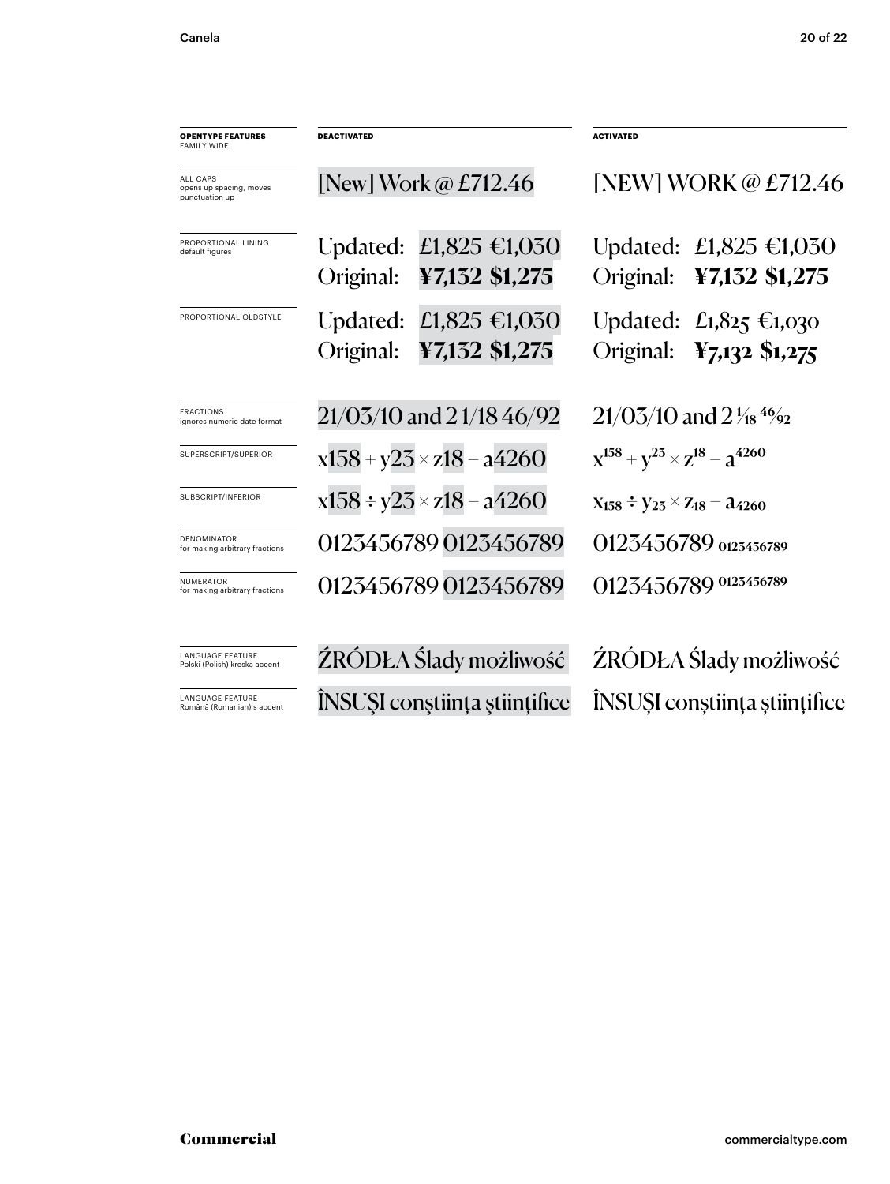| **OPENTYPE FEATURES** FAMILY WIDE | **DEACTIVATED** | **ACTIVATED** |
|---|---|---|
| ALL CAPS opens up spacing, moves punctuation up | [New] Work @ £712.46 | [NEW] WORK @ £712.46 |
| PROPORTIONAL LINING default figures | Updated: £1,825 €1,030 Original: **¥7,132 $1,275** | Updated: £1,825 €1,030 Original: **¥7,132 $1,275** |
| PROPORTIONAL OLDSTYLE | Updated: £1,825 €1,030 Original: **¥7,132 $1,275** | Updated: £1,825 €1,030 Original: **¥7,132 $1,275** |
| FRACTIONS ignores numeric date format | 21/03/10 and 2 1/18 46/92 | 21/03/10 and 2 1⁄18 46⁄92 |
| SUPERSCRIPT/SUPERIOR | x158 + y23 × z18 − a4260 | $x^{158} + y^{23} \times z^{18} - a^{4260}$ |
| SUBSCRIPT/INFERIOR | x158 ÷ y23 × z18 − a4260 | $x_{158} \div y_{23} \times z_{18} - a_{4260}$ |
| DENOMINATOR for making arbitrary fractions | 0123456789 0123456789 | 0123456789 $_{0123456789}$ |
| NUMERATOR for making arbitrary fractions | 0123456789 0123456789 | 0123456789 $^{0123456789}$ |
| LANGUAGE FEATURE Polski (Polish) kreska accent | ŹRÓDŁA Ślady możliwość | ŹRÓDŁA Ślady możliwość |
| LANGUAGE FEATURE Română (Romanian) s accent | ÎNSUŞI conştiinţa ştiinţifice | ÎNSUȘI conștiința științifice |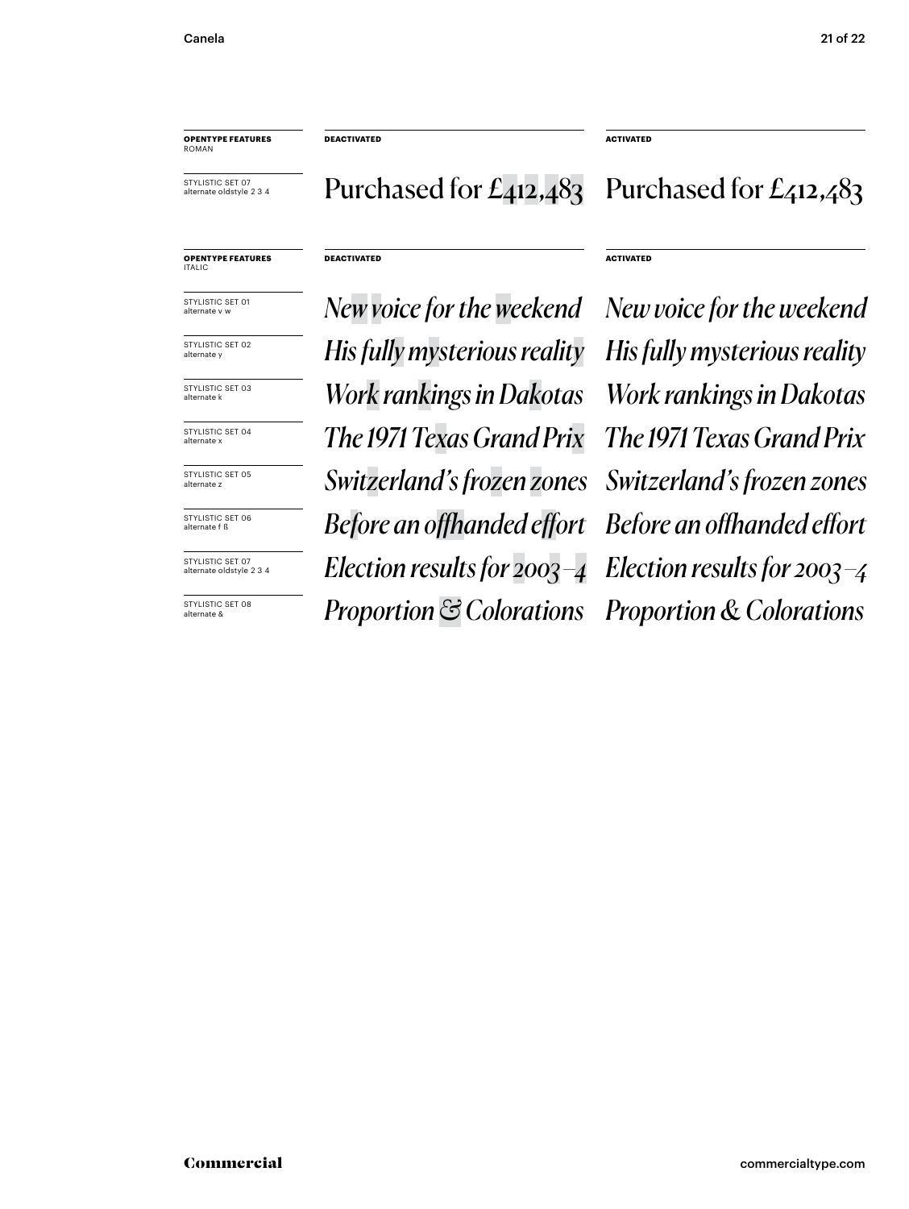| **OPENTYPE FEATURES** ROMAN | **DEACTIVATED** | **ACTIVATED** |
|---|---|---|
| STYLISTIC SET 07 alternate oldstyle 2 3 4 | Purchased for £412,483 | Purchased for £412,483 |

| **OPENTYPE FEATURES** ITALIC | **DEACTIVATED** | **ACTIVATED** |
|---|---|---|
| STYLISTIC SET 01 alternate v w | *New voice for the weekend* | *New voice for the weekend* |
| STYLISTIC SET 02 alternate y | *His fully mysterious reality* | *His fully mysterious reality* |
| STYLISTIC SET 03 alternate k | *Work rankings in Dakotas* | *Work rankings in Dakotas* |
| STYLISTIC SET 04 alternate x | *The 1971 Texas Grand Prix* | *The 1971 Texas Grand Prix* |
| STYLISTIC SET 05 alternate z | *Switzerland's frozen zones* | *Switzerland's frozen zones* |
| STYLISTIC SET 06 alternate f ß | *Before an offhanded effort* | *Before an offhanded effort* |
| STYLISTIC SET 07 alternate oldstyle 2 3 4 | *Election results for 2003–4* | *Election results for 2003–4* |
| STYLISTIC SET 08 alternate & | *Proportion & Colorations* | *Proportion & Colorations* |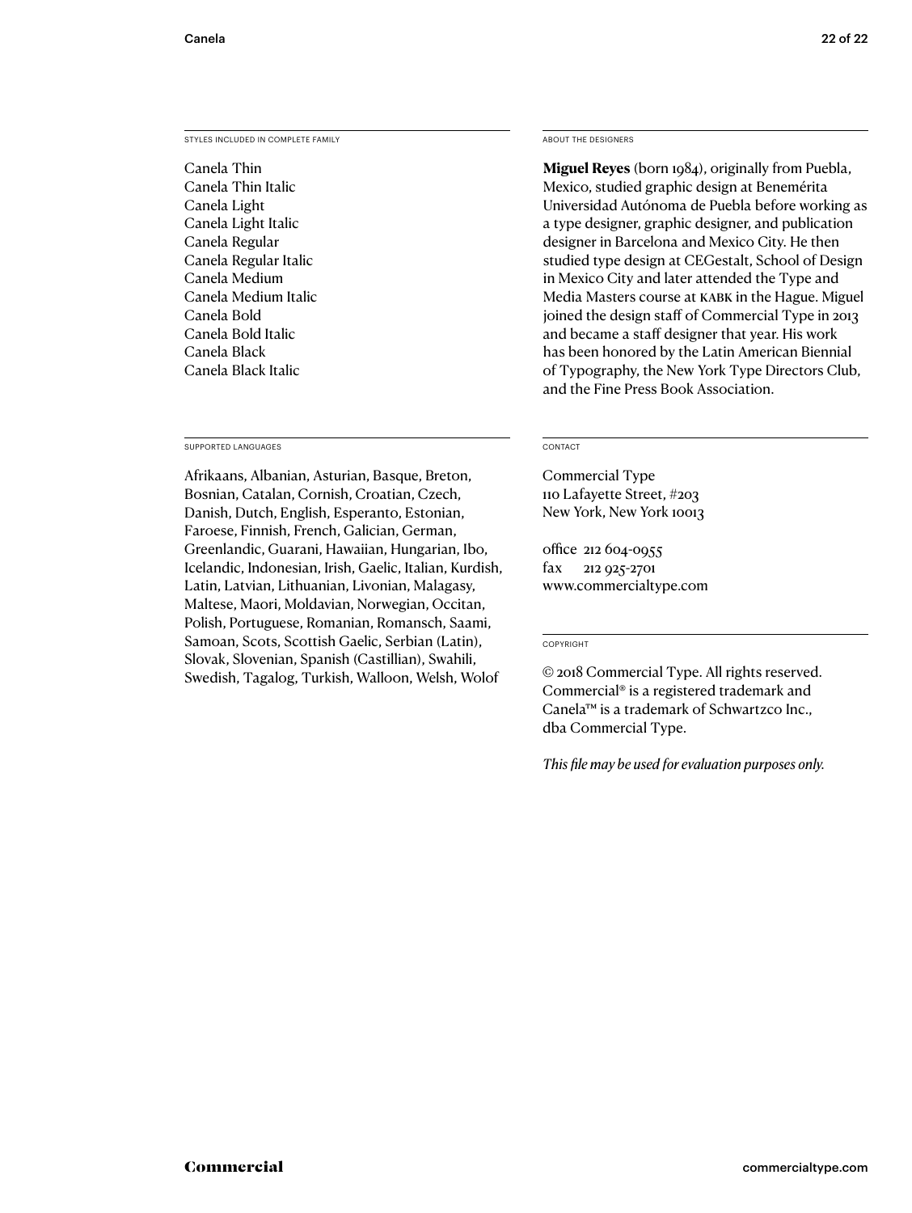## STYLES INCLUDED IN COMPLETE FAMILY

Canela Thin
Canela Thin Italic
Canela Light
Canela Light Italic
Canela Regular
Canela Regular Italic
Canela Medium
Canela Medium Italic
Canela Bold
Canela Bold Italic
Canela Black
Canela Black Italic

## SUPPORTED LANGUAGES

Afrikaans, Albanian, Asturian, Basque, Breton, Bosnian, Catalan, Cornish, Croatian, Czech, Danish, Dutch, English, Esperanto, Estonian, Faroese, Finnish, French, Galician, German, Greenlandic, Guarani, Hawaiian, Hungarian, Ibo, Icelandic, Indonesian, Irish, Gaelic, Italian, Kurdish, Latin, Latvian, Lithuanian, Livonian, Malagasy, Maltese, Maori, Moldavian, Norwegian, Occitan, Polish, Portuguese, Romanian, Romansch, Saami, Samoan, Scots, Scottish Gaelic, Serbian (Latin), Slovak, Slovenian, Spanish (Castillian), Swahili, Swedish, Tagalog, Turkish, Walloon, Welsh, Wolof

## ABOUT THE DESIGNERS

**Miguel Reyes** (born 1984), originally from Puebla, Mexico, studied graphic design at Benemérita Universidad Autónoma de Puebla before working as a type designer, graphic designer, and publication designer in Barcelona and Mexico City. He then studied type design at CEGestalt, School of Design in Mexico City and later attended the Type and Media Masters course at KABK in the Hague. Miguel joined the design staff of Commercial Type in 2013 and became a staff designer that year. His work has been honored by the Latin American Biennial of Typography, the New York Type Directors Club, and the Fine Press Book Association.

## CONTACT

Commercial Type
110 Lafayette Street, #203
New York, New York 10013

office 212 604-0955
fax 212 925-2701
www.commercialtype.com

## COPYRIGHT

© 2018 Commercial Type. All rights reserved. Commercial® is a registered trademark and Canela™ is a trademark of Schwartzco Inc., dba Commercial Type.

*This file may be used for evaluation purposes only.*